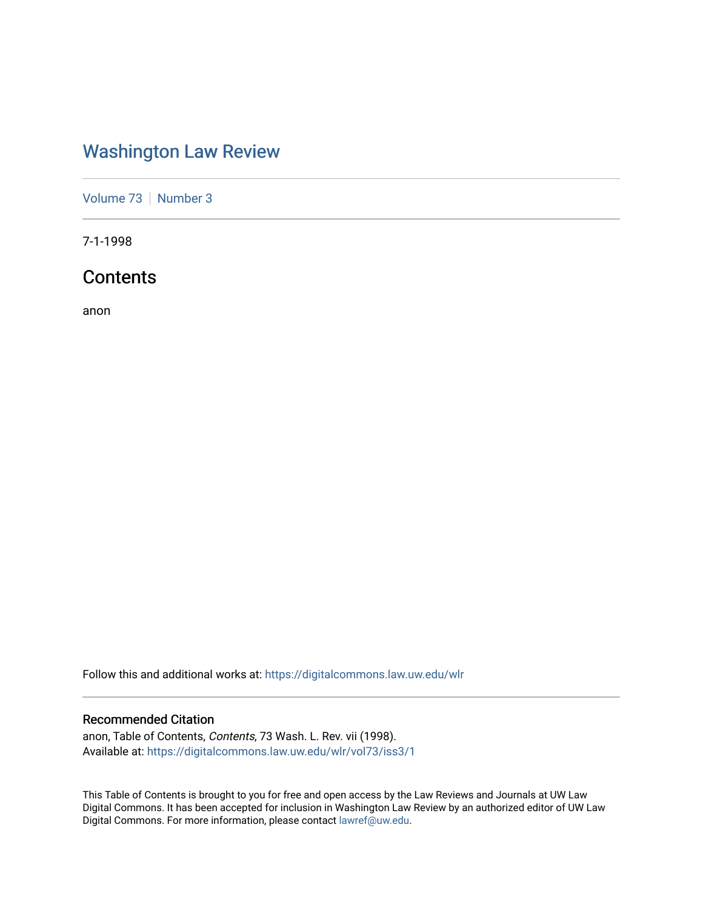# Washington Law Review

Volume 73 | Number 3

7-1-1998

## Contents

anon

Follow this and additional works at: https://digitalcommons.law.uw.edu/wlr

### Recommended Citation

anon, Table of Contents, *Contents*, 73 Wash. L. Rev. vii (1998).
Available at: https://digitalcommons.law.uw.edu/wlr/vol73/iss3/1

This Table of Contents is brought to you for free and open access by the Law Reviews and Journals at UW Law Digital Commons. It has been accepted for inclusion in Washington Law Review by an authorized editor of UW Law Digital Commons. For more information, please contact lawref@uw.edu.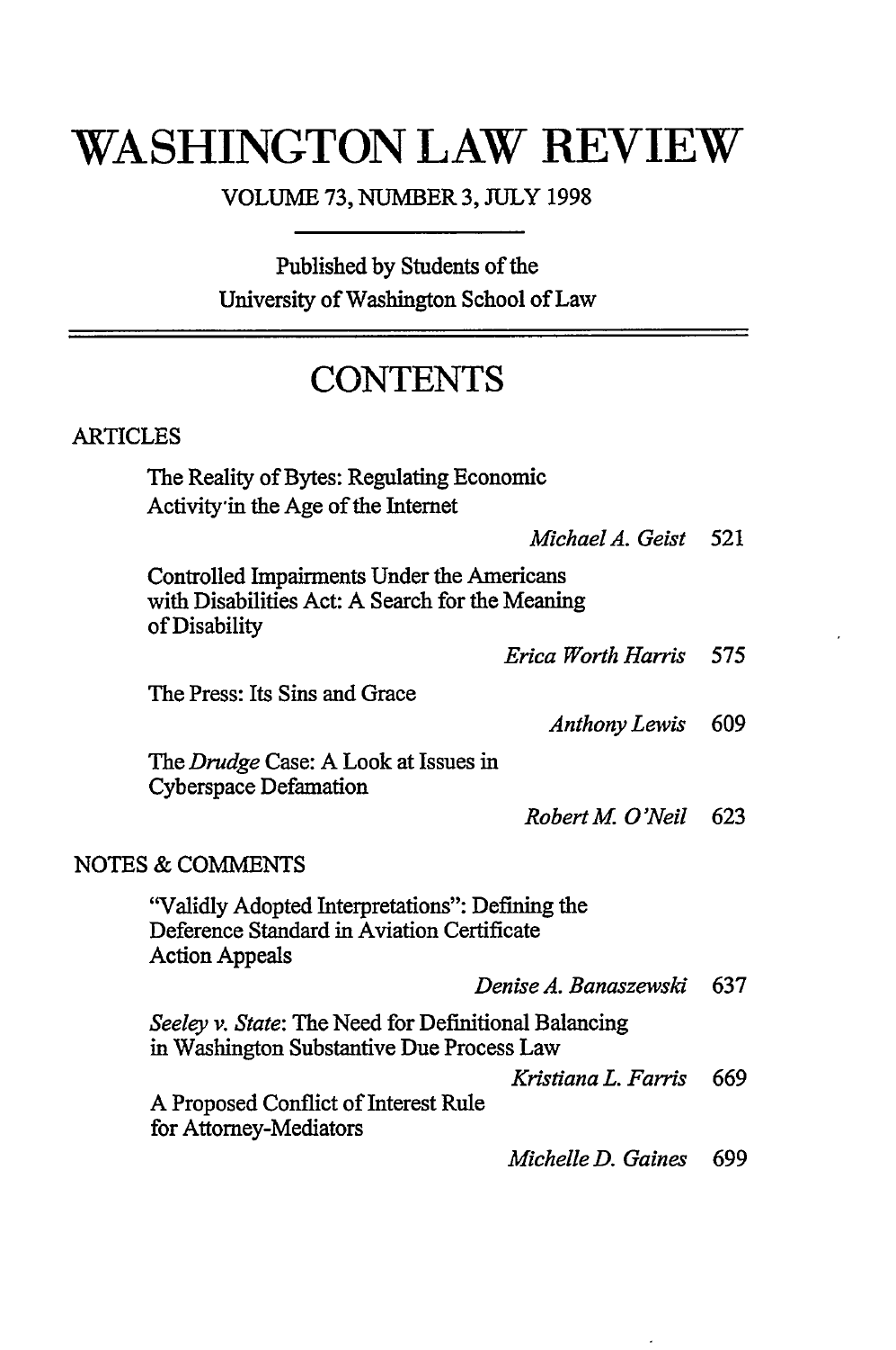# WASHINGTON LAW REVIEW

VOLUME 73, NUMBER 3, JULY 1998

Published by Students of the
University of Washington School of Law

## CONTENTS

### ARTICLES

The Reality of Bytes: Regulating Economic Activity in the Age of the Internet
*Michael A. Geist* 521

Controlled Impairments Under the Americans with Disabilities Act: A Search for the Meaning of Disability
*Erica Worth Harris* 575

The Press: Its Sins and Grace
*Anthony Lewis* 609

The *Drudge* Case: A Look at Issues in Cyberspace Defamation
*Robert M. O'Neil* 623

### NOTES & COMMENTS

"Validly Adopted Interpretations": Defining the Deference Standard in Aviation Certificate Action Appeals
*Denise A. Banaszewski* 637

*Seeley v. State*: The Need for Definitional Balancing in Washington Substantive Due Process Law
*Kristiana L. Farris* 669

A Proposed Conflict of Interest Rule for Attorney-Mediators
*Michelle D. Gaines* 699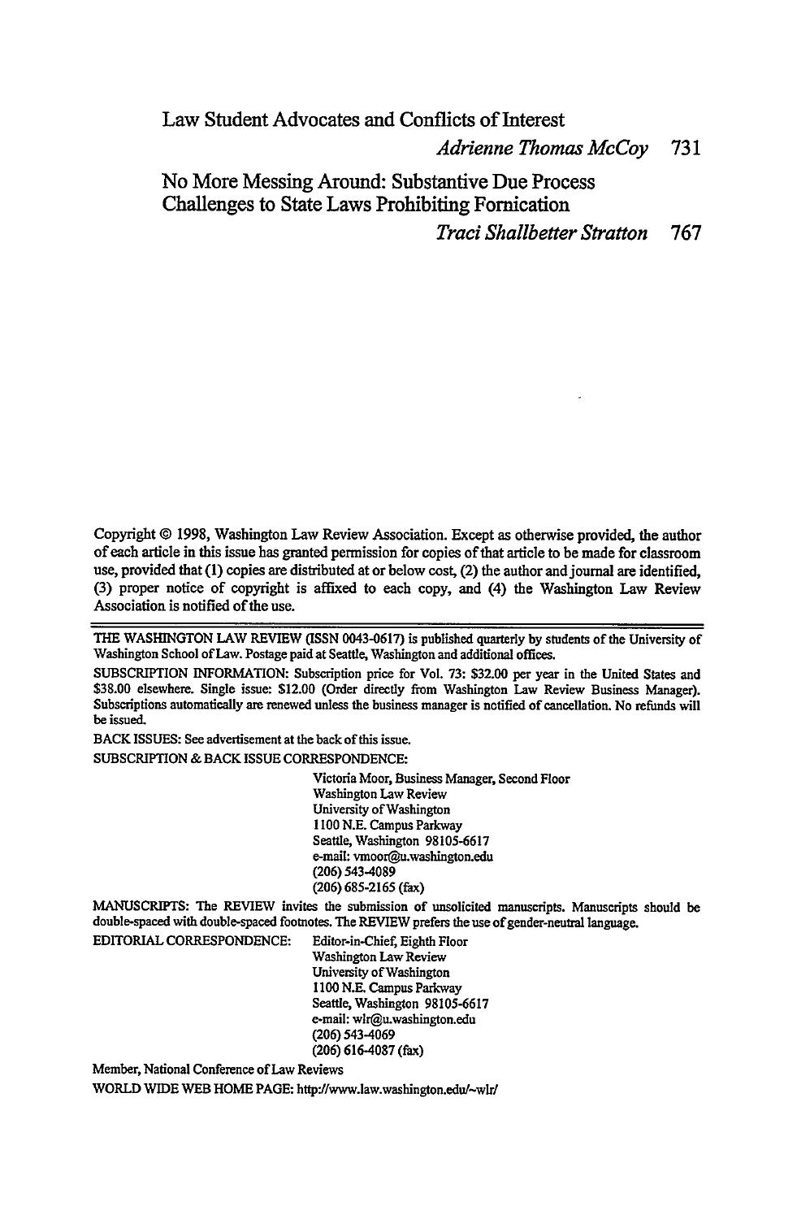Law Student Advocates and Conflicts of Interest

*Adrienne Thomas McCoy* 731

No More Messing Around: Substantive Due Process Challenges to State Laws Prohibiting Fornication

*Traci Shallbetter Stratton* 767

Copyright © 1998, Washington Law Review Association. Except as otherwise provided, the author of each article in this issue has granted permission for copies of that article to be made for classroom use, provided that (1) copies are distributed at or below cost, (2) the author and journal are identified, (3) proper notice of copyright is affixed to each copy, and (4) the Washington Law Review Association is notified of the use.

---

THE WASHINGTON LAW REVIEW (ISSN 0043-0617) is published quarterly by students of the University of Washington School of Law. Postage paid at Seattle, Washington and additional offices.

SUBSCRIPTION INFORMATION: Subscription price for Vol. 73: $32.00 per year in the United States and $38.00 elsewhere. Single issue: $12.00 (Order directly from Washington Law Review Business Manager). Subscriptions automatically are renewed unless the business manager is notified of cancellation. No refunds will be issued.

BACK ISSUES: See advertisement at the back of this issue.

SUBSCRIPTION & BACK ISSUE CORRESPONDENCE:

Victoria Moor, Business Manager, Second Floor
Washington Law Review
University of Washington
1100 N.E. Campus Parkway
Seattle, Washington 98105-6617
e-mail: vmoor@u.washington.edu
(206) 543-4089
(206) 685-2165 (fax)

MANUSCRIPTS: The REVIEW invites the submission of unsolicited manuscripts. Manuscripts should be double-spaced with double-spaced footnotes. The REVIEW prefers the use of gender-neutral language.

EDITORIAL CORRESPONDENCE:

Editor-in-Chief, Eighth Floor
Washington Law Review
University of Washington
1100 N.E. Campus Parkway
Seattle, Washington 98105-6617
e-mail: wlr@u.washington.edu
(206) 543-4069
(206) 616-4087 (fax)

Member, National Conference of Law Reviews

WORLD WIDE WEB HOME PAGE: http://www.law.washington.edu/~wlr/